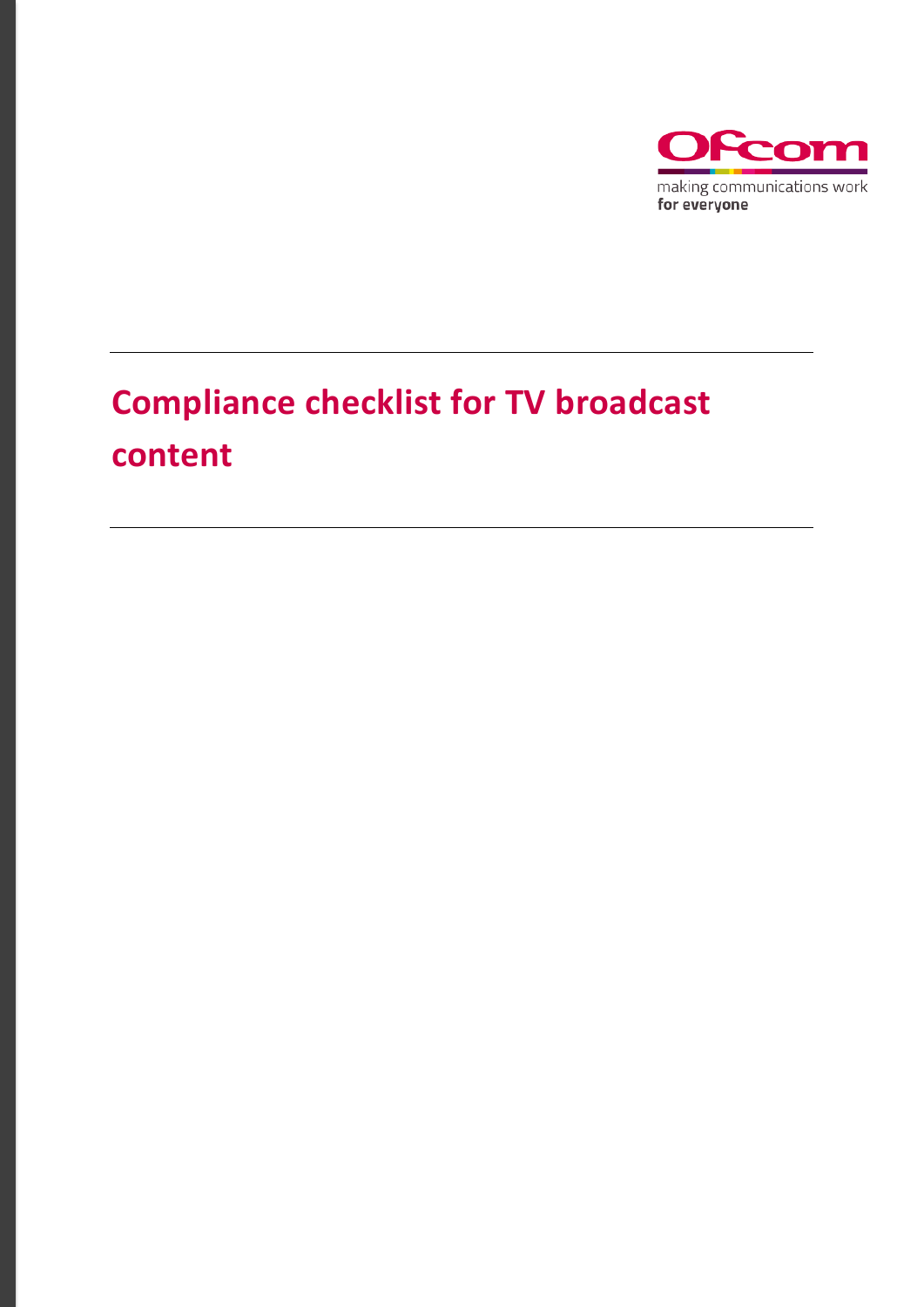Ofcom

making communications work
for everyone

# Compliance checklist for TV broadcast content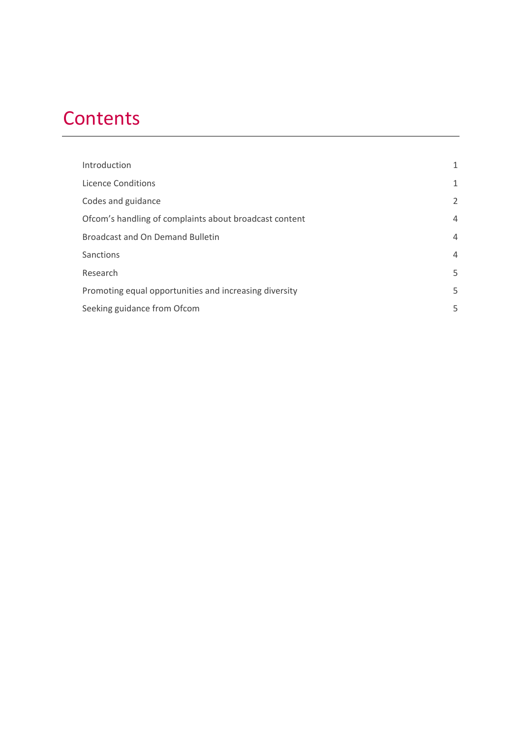# Contents

| | |
|---|---|
| Introduction | 1 |
| Licence Conditions | 1 |
| Codes and guidance | 2 |
| Ofcom's handling of complaints about broadcast content | 4 |
| Broadcast and On Demand Bulletin | 4 |
| Sanctions | 4 |
| Research | 5 |
| Promoting equal opportunities and increasing diversity | 5 |
| Seeking guidance from Ofcom | 5 |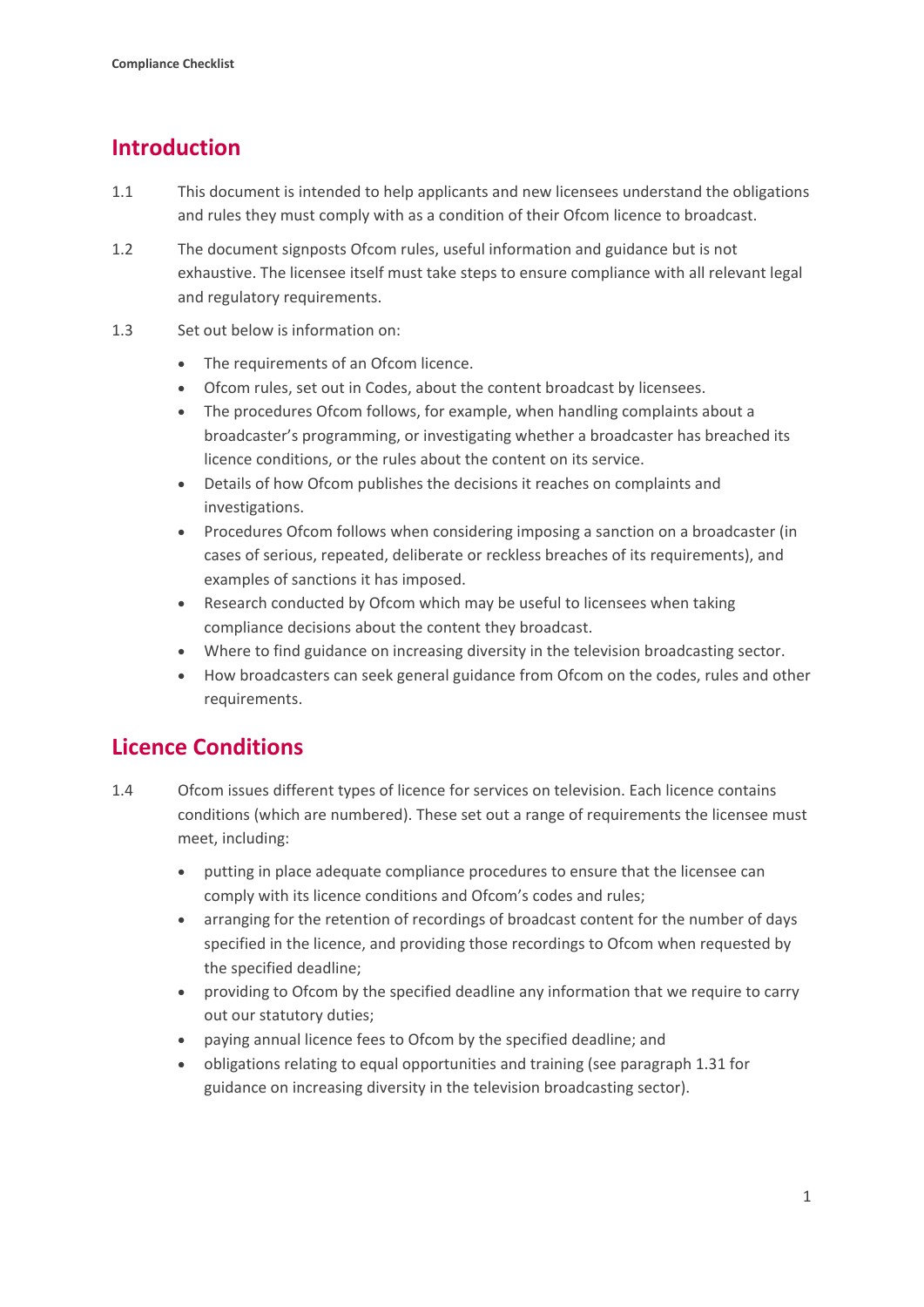## Introduction

1.1 This document is intended to help applicants and new licensees understand the obligations and rules they must comply with as a condition of their Ofcom licence to broadcast.

1.2 The document signposts Ofcom rules, useful information and guidance but is not exhaustive. The licensee itself must take steps to ensure compliance with all relevant legal and regulatory requirements.

1.3 Set out below is information on:

- The requirements of an Ofcom licence.
- Ofcom rules, set out in Codes, about the content broadcast by licensees.
- The procedures Ofcom follows, for example, when handling complaints about a broadcaster's programming, or investigating whether a broadcaster has breached its licence conditions, or the rules about the content on its service.
- Details of how Ofcom publishes the decisions it reaches on complaints and investigations.
- Procedures Ofcom follows when considering imposing a sanction on a broadcaster (in cases of serious, repeated, deliberate or reckless breaches of its requirements), and examples of sanctions it has imposed.
- Research conducted by Ofcom which may be useful to licensees when taking compliance decisions about the content they broadcast.
- Where to find guidance on increasing diversity in the television broadcasting sector.
- How broadcasters can seek general guidance from Ofcom on the codes, rules and other requirements.

## Licence Conditions

1.4 Ofcom issues different types of licence for services on television. Each licence contains conditions (which are numbered). These set out a range of requirements the licensee must meet, including:

- putting in place adequate compliance procedures to ensure that the licensee can comply with its licence conditions and Ofcom's codes and rules;
- arranging for the retention of recordings of broadcast content for the number of days specified in the licence, and providing those recordings to Ofcom when requested by the specified deadline;
- providing to Ofcom by the specified deadline any information that we require to carry out our statutory duties;
- paying annual licence fees to Ofcom by the specified deadline; and
- obligations relating to equal opportunities and training (see paragraph 1.31 for guidance on increasing diversity in the television broadcasting sector).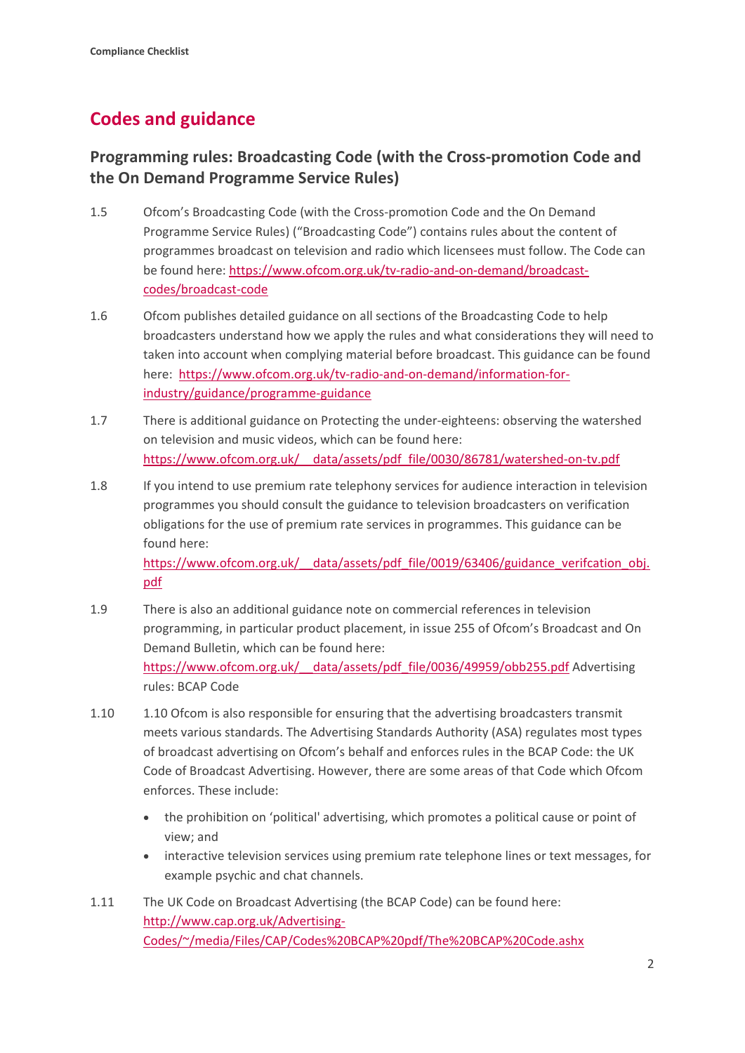## Codes and guidance

### Programming rules: Broadcasting Code (with the Cross-promotion Code and the On Demand Programme Service Rules)

1.5 Ofcom's Broadcasting Code (with the Cross-promotion Code and the On Demand Programme Service Rules) ("Broadcasting Code") contains rules about the content of programmes broadcast on television and radio which licensees must follow. The Code can be found here: https://www.ofcom.org.uk/tv-radio-and-on-demand/broadcast-codes/broadcast-code

1.6 Ofcom publishes detailed guidance on all sections of the Broadcasting Code to help broadcasters understand how we apply the rules and what considerations they will need to taken into account when complying material before broadcast. This guidance can be found here: https://www.ofcom.org.uk/tv-radio-and-on-demand/information-for-industry/guidance/programme-guidance

1.7 There is additional guidance on Protecting the under-eighteens: observing the watershed on television and music videos, which can be found here: https://www.ofcom.org.uk/__data/assets/pdf_file/0030/86781/watershed-on-tv.pdf

1.8 If you intend to use premium rate telephony services for audience interaction in television programmes you should consult the guidance to television broadcasters on verification obligations for the use of premium rate services in programmes. This guidance can be found here: https://www.ofcom.org.uk/__data/assets/pdf_file/0019/63406/guidance_verifcation_obj.pdf

1.9 There is also an additional guidance note on commercial references in television programming, in particular product placement, in issue 255 of Ofcom's Broadcast and On Demand Bulletin, which can be found here: https://www.ofcom.org.uk/__data/assets/pdf_file/0036/49959/obb255.pdf Advertising rules: BCAP Code

1.10 1.10 Ofcom is also responsible for ensuring that the advertising broadcasters transmit meets various standards. The Advertising Standards Authority (ASA) regulates most types of broadcast advertising on Ofcom's behalf and enforces rules in the BCAP Code: the UK Code of Broadcast Advertising. However, there are some areas of that Code which Ofcom enforces. These include:

- the prohibition on 'political' advertising, which promotes a political cause or point of view; and
- interactive television services using premium rate telephone lines or text messages, for example psychic and chat channels.

1.11 The UK Code on Broadcast Advertising (the BCAP Code) can be found here: http://www.cap.org.uk/Advertising-Codes/~/media/Files/CAP/Codes%20BCAP%20pdf/The%20BCAP%20Code.ashx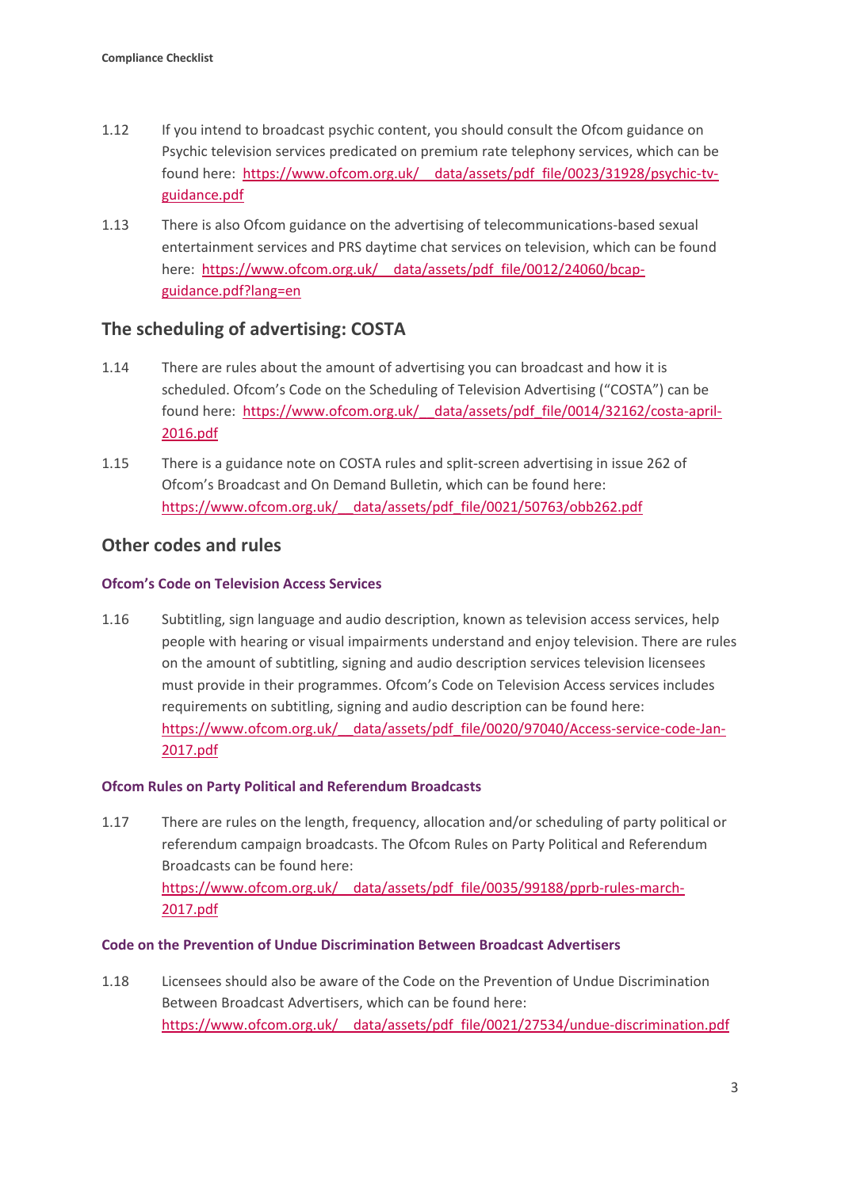1.12 If you intend to broadcast psychic content, you should consult the Ofcom guidance on Psychic television services predicated on premium rate telephony services, which can be found here: https://www.ofcom.org.uk/__data/assets/pdf_file/0023/31928/psychic-tv-guidance.pdf

1.13 There is also Ofcom guidance on the advertising of telecommunications-based sexual entertainment services and PRS daytime chat services on television, which can be found here: https://www.ofcom.org.uk/__data/assets/pdf_file/0012/24060/bcap-guidance.pdf?lang=en

## The scheduling of advertising: COSTA

1.14 There are rules about the amount of advertising you can broadcast and how it is scheduled. Ofcom's Code on the Scheduling of Television Advertising ("COSTA") can be found here: https://www.ofcom.org.uk/__data/assets/pdf_file/0014/32162/costa-april-2016.pdf

1.15 There is a guidance note on COSTA rules and split-screen advertising in issue 262 of Ofcom's Broadcast and On Demand Bulletin, which can be found here: https://www.ofcom.org.uk/__data/assets/pdf_file/0021/50763/obb262.pdf

## Other codes and rules

### Ofcom's Code on Television Access Services

1.16 Subtitling, sign language and audio description, known as television access services, help people with hearing or visual impairments understand and enjoy television. There are rules on the amount of subtitling, signing and audio description services television licensees must provide in their programmes. Ofcom's Code on Television Access services includes requirements on subtitling, signing and audio description can be found here: https://www.ofcom.org.uk/__data/assets/pdf_file/0020/97040/Access-service-code-Jan-2017.pdf

### Ofcom Rules on Party Political and Referendum Broadcasts

1.17 There are rules on the length, frequency, allocation and/or scheduling of party political or referendum campaign broadcasts. The Ofcom Rules on Party Political and Referendum Broadcasts can be found here: https://www.ofcom.org.uk/__data/assets/pdf_file/0035/99188/pprb-rules-march-2017.pdf

### Code on the Prevention of Undue Discrimination Between Broadcast Advertisers

1.18 Licensees should also be aware of the Code on the Prevention of Undue Discrimination Between Broadcast Advertisers, which can be found here: https://www.ofcom.org.uk/__data/assets/pdf_file/0021/27534/undue-discrimination.pdf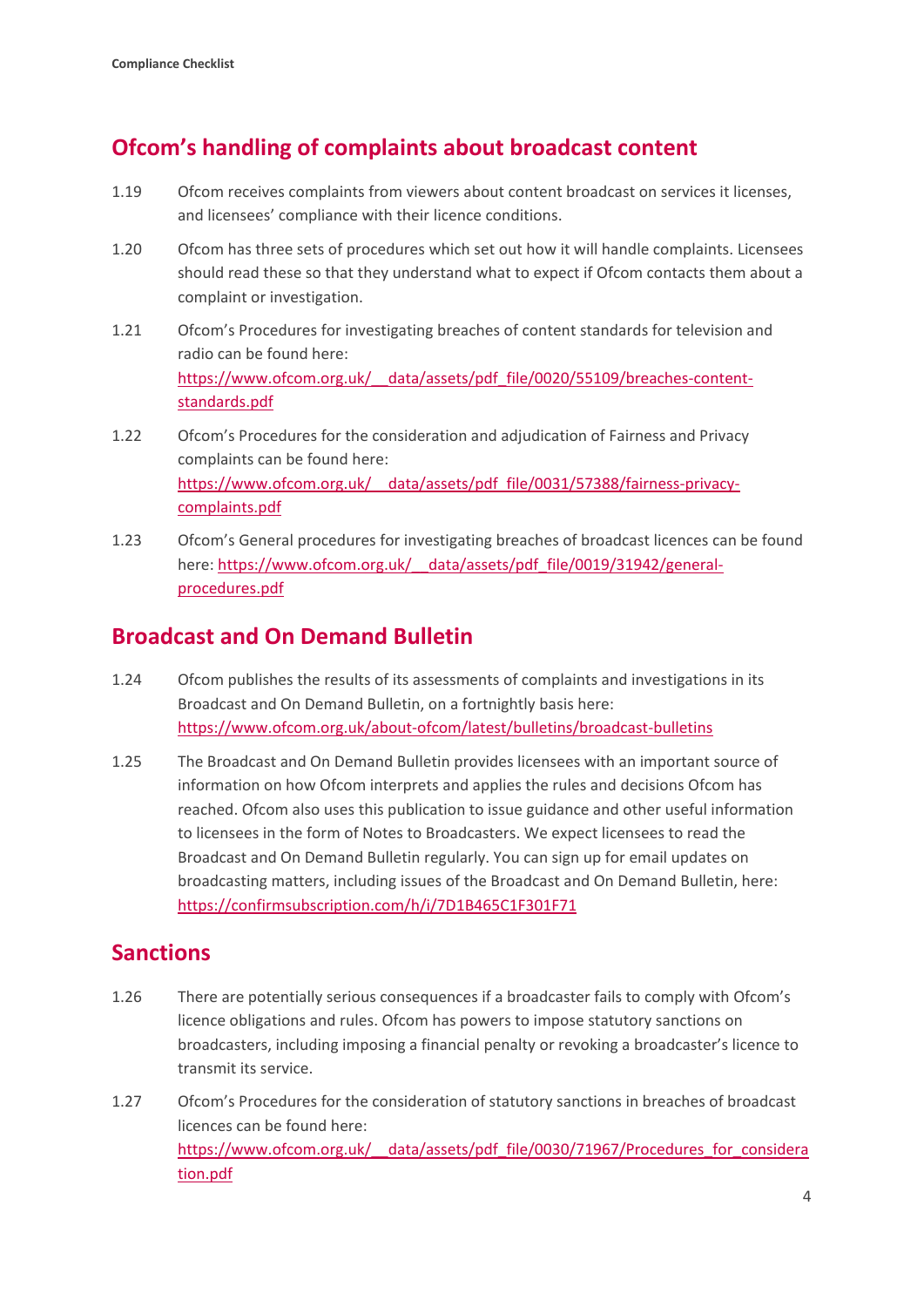## Ofcom's handling of complaints about broadcast content

1.19 Ofcom receives complaints from viewers about content broadcast on services it licenses, and licensees' compliance with their licence conditions.

1.20 Ofcom has three sets of procedures which set out how it will handle complaints. Licensees should read these so that they understand what to expect if Ofcom contacts them about a complaint or investigation.

1.21 Ofcom's Procedures for investigating breaches of content standards for television and radio can be found here: https://www.ofcom.org.uk/__data/assets/pdf_file/0020/55109/breaches-content-standards.pdf

1.22 Ofcom's Procedures for the consideration and adjudication of Fairness and Privacy complaints can be found here: https://www.ofcom.org.uk/__data/assets/pdf_file/0031/57388/fairness-privacy-complaints.pdf

1.23 Ofcom's General procedures for investigating breaches of broadcast licences can be found here: https://www.ofcom.org.uk/__data/assets/pdf_file/0019/31942/general-procedures.pdf

## Broadcast and On Demand Bulletin

1.24 Ofcom publishes the results of its assessments of complaints and investigations in its Broadcast and On Demand Bulletin, on a fortnightly basis here: https://www.ofcom.org.uk/about-ofcom/latest/bulletins/broadcast-bulletins

1.25 The Broadcast and On Demand Bulletin provides licensees with an important source of information on how Ofcom interprets and applies the rules and decisions Ofcom has reached. Ofcom also uses this publication to issue guidance and other useful information to licensees in the form of Notes to Broadcasters. We expect licensees to read the Broadcast and On Demand Bulletin regularly. You can sign up for email updates on broadcasting matters, including issues of the Broadcast and On Demand Bulletin, here: https://confirmsubscription.com/h/i/7D1B465C1F301F71

## Sanctions

1.26 There are potentially serious consequences if a broadcaster fails to comply with Ofcom's licence obligations and rules. Ofcom has powers to impose statutory sanctions on broadcasters, including imposing a financial penalty or revoking a broadcaster's licence to transmit its service.

1.27 Ofcom's Procedures for the consideration of statutory sanctions in breaches of broadcast licences can be found here: https://www.ofcom.org.uk/__data/assets/pdf_file/0030/71967/Procedures_for_consideration.pdf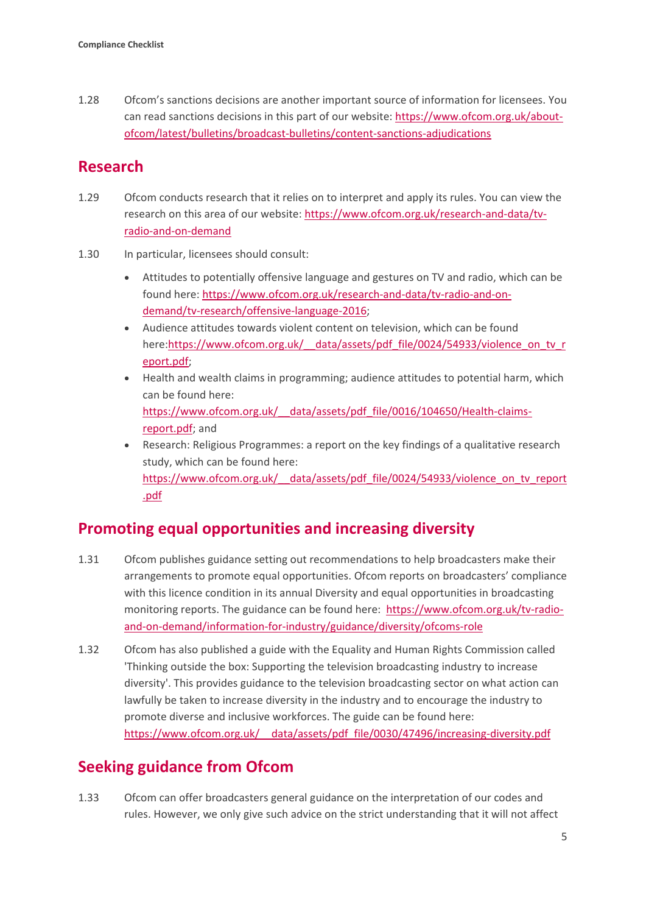1.28 Ofcom's sanctions decisions are another important source of information for licensees. You can read sanctions decisions in this part of our website: https://www.ofcom.org.uk/about-ofcom/latest/bulletins/broadcast-bulletins/content-sanctions-adjudications

## Research

1.29 Ofcom conducts research that it relies on to interpret and apply its rules. You can view the research on this area of our website: https://www.ofcom.org.uk/research-and-data/tv-radio-and-on-demand

1.30 In particular, licensees should consult:

- Attitudes to potentially offensive language and gestures on TV and radio, which can be found here: https://www.ofcom.org.uk/research-and-data/tv-radio-and-on-demand/tv-research/offensive-language-2016;
- Audience attitudes towards violent content on television, which can be found here:https://www.ofcom.org.uk/__data/assets/pdf_file/0024/54933/violence_on_tv_report.pdf;
- Health and wealth claims in programming; audience attitudes to potential harm, which can be found here: https://www.ofcom.org.uk/__data/assets/pdf_file/0016/104650/Health-claims-report.pdf; and
- Research: Religious Programmes: a report on the key findings of a qualitative research study, which can be found here: https://www.ofcom.org.uk/__data/assets/pdf_file/0024/54933/violence_on_tv_report.pdf

## Promoting equal opportunities and increasing diversity

1.31 Ofcom publishes guidance setting out recommendations to help broadcasters make their arrangements to promote equal opportunities. Ofcom reports on broadcasters' compliance with this licence condition in its annual Diversity and equal opportunities in broadcasting monitoring reports. The guidance can be found here: https://www.ofcom.org.uk/tv-radio-and-on-demand/information-for-industry/guidance/diversity/ofcoms-role

1.32 Ofcom has also published a guide with the Equality and Human Rights Commission called 'Thinking outside the box: Supporting the television broadcasting industry to increase diversity'. This provides guidance to the television broadcasting sector on what action can lawfully be taken to increase diversity in the industry and to encourage the industry to promote diverse and inclusive workforces. The guide can be found here: https://www.ofcom.org.uk/__data/assets/pdf_file/0030/47496/increasing-diversity.pdf

## Seeking guidance from Ofcom

1.33 Ofcom can offer broadcasters general guidance on the interpretation of our codes and rules. However, we only give such advice on the strict understanding that it will not affect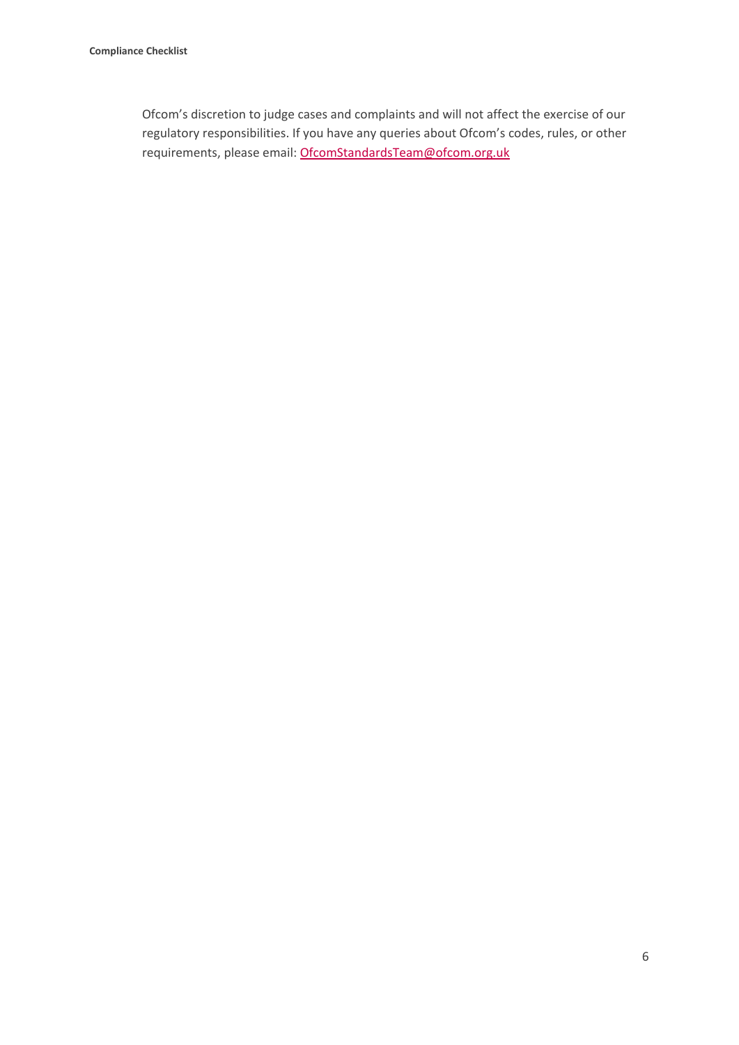Ofcom’s discretion to judge cases and complaints and will not affect the exercise of our regulatory responsibilities. If you have any queries about Ofcom’s codes, rules, or other requirements, please email: OfcomStandardsTeam@ofcom.org.uk